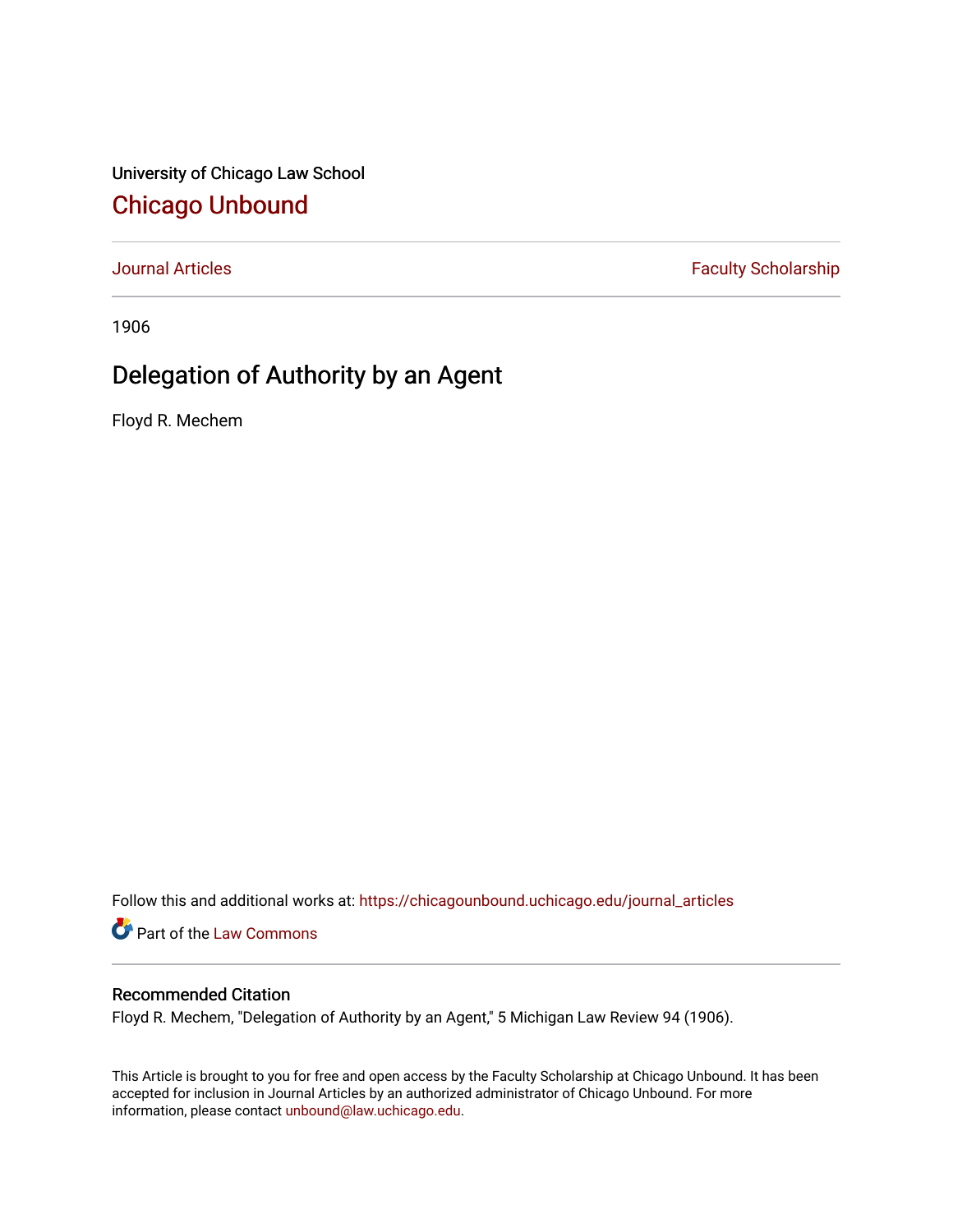University of Chicago Law School

# Chicago Unbound

Journal Articles | Faculty Scholarship

1906

## Delegation of Authority by an Agent

Floyd R. Mechem

Follow this and additional works at: https://chicagounbound.uchicago.edu/journal_articles

Part of the Law Commons

### Recommended Citation

Floyd R. Mechem, "Delegation of Authority by an Agent," 5 Michigan Law Review 94 (1906).

This Article is brought to you for free and open access by the Faculty Scholarship at Chicago Unbound. It has been accepted for inclusion in Journal Articles by an authorized administrator of Chicago Unbound. For more information, please contact unbound@law.uchicago.edu.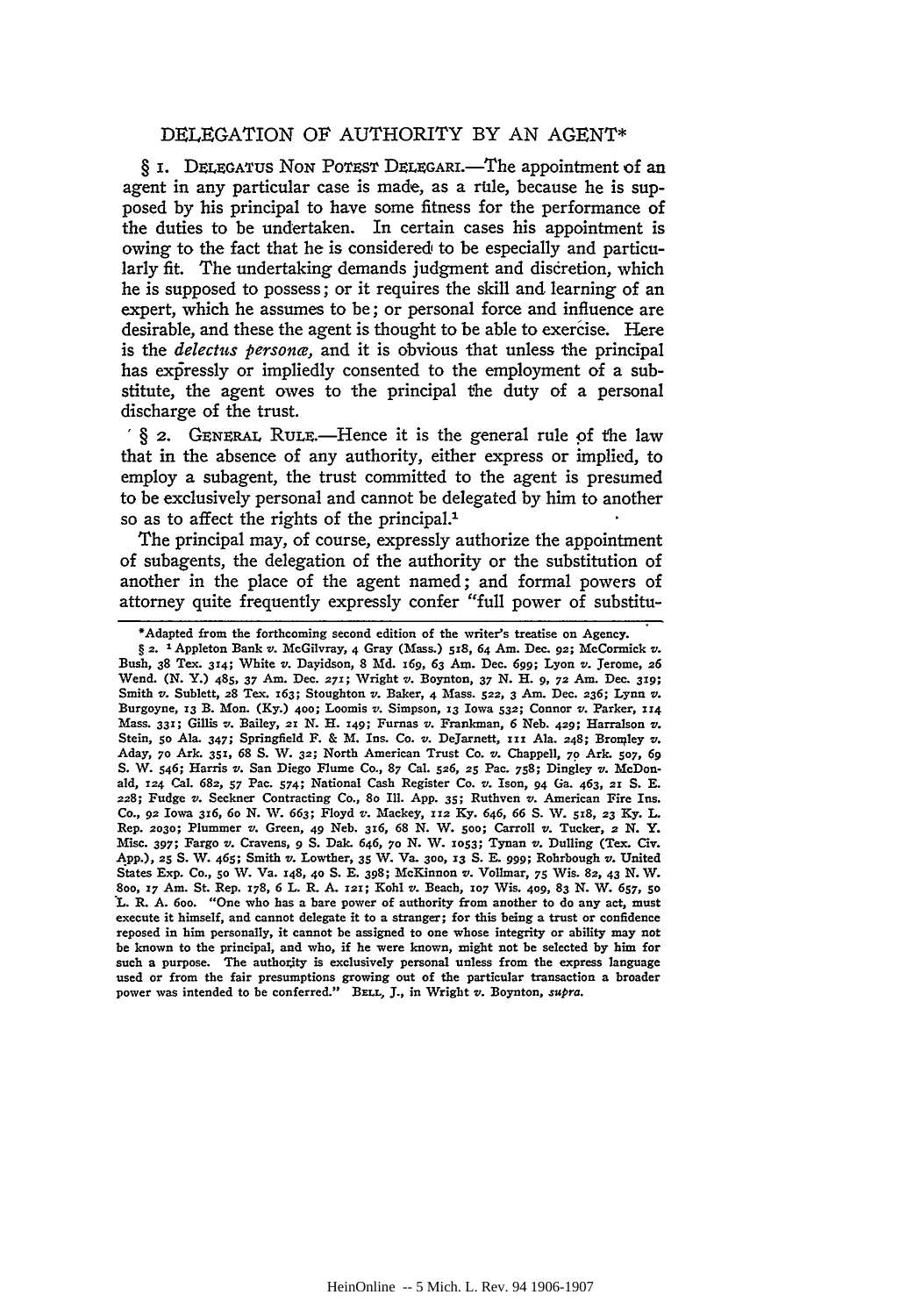## DELEGATION OF AUTHORITY BY AN AGENT*

§ 1. DELEGATUS NON POTEST DELEGARI.—The appointment of an agent in any particular case is made, as a rule, because he is supposed by his principal to have some fitness for the performance of the duties to be undertaken. In certain cases his appointment is owing to the fact that he is considered to be especially and particularly fit. The undertaking demands judgment and discretion, which he is supposed to possess; or it requires the skill and learning of an expert, which he assumes to be; or personal force and influence are desirable, and these the agent is thought to be able to exercise. Here is the *delectus personæ*, and it is obvious that unless the principal has expressly or impliedly consented to the employment of a substitute, the agent owes to the principal the duty of a personal discharge of the trust.

§ 2. GENERAL RULE.—Hence it is the general rule of the law that in the absence of any authority, either express or implied, to employ a subagent, the trust committed to the agent is presumed to be exclusively personal and cannot be delegated by him to another so as to affect the rights of the principal.[1]

The principal may, of course, expressly authorize the appointment of subagents, the delegation of the authority or the substitution of another in the place of the agent named; and formal powers of attorney quite frequently expressly confer "full power of substitu-

---

*Adapted from the forthcoming second edition of the writer's treatise on Agency.

§ 2. [1] Appleton Bank *v.* McGilvray, 4 Gray (Mass.) 518, 64 Am. Dec. 92; McCormick *v.* Bush, 38 Tex. 314; White *v.* Dayidson, 8 Md. 169, 63 Am. Dec. 699; Lyon *v.* Jerome, 26 Wend. (N. Y.) 485, 37 Am. Dec. 271; Wright *v.* Boynton, 37 N. H. 9, 72 Am. Dec. 319; Smith *v.* Sublett, 28 Tex. 163; Stoughton *v.* Baker, 4 Mass. 522, 3 Am. Dec. 236; Lynn *v.* Burgoyne, 13 B. Mon. (Ky.) 400; Loomis *v.* Simpson, 13 Iowa 532; Connor *v.* Parker, 114 Mass. 331; Gillis *v.* Bailey, 21 N. H. 149; Furnas *v.* Frankman, 6 Neb. 429; Harralson *v.* Stein, 50 Ala. 347; Springfield F. & M. Ins. Co. *v.* DeJarnett, 111 Ala. 248; Bromley *v.* Aday, 70 Ark. 351, 68 S. W. 32; North American Trust Co. *v.* Chappell, 70 Ark. 507, 69 S. W. 546; Harris *v.* San Diego Flume Co., 87 Cal. 526, 25 Pac. 758; Dingley *v.* McDonald, 124 Cal. 682, 57 Pac. 574; National Cash Register Co. *v.* Ison, 94 Ga. 463, 21 S. E. 228; Fudge *v.* Seckner Contracting Co., 80 Ill. App. 35; Ruthven *v.* American Fire Ins. Co., 92 Iowa 316, 60 N. W. 663; Floyd *v.* Mackey, 112 Ky. 646, 66 S. W. 518, 23 Ky. L. Rep. 2030; Plummer *v.* Green, 49 Neb. 316, 68 N. W. 500; Carroll *v.* Tucker, 2 N. Y. Misc. 397; Fargo *v.* Cravens, 9 S. Dak. 646, 70 N. W. 1053; Tynan *v.* Dulling (Tex. Civ. App.), 25 S. W. 465; Smith *v.* Lowther, 35 W. Va. 300, 13 S. E. 999; Rohrbough *v.* United States Exp. Co., 50 W. Va. 148, 40 S. E. 398; McKinnon *v.* Vollmar, 75 Wis. 82, 43 N. W. 800, 17 Am. St. Rep. 178, 6 L. R. A. 121; Kohl *v.* Beach, 107 Wis. 409, 83 N. W. 657, 50 L. R. A. 600. "One who has a bare power of authority from another to do any act, must execute it himself, and cannot delegate it to a stranger; for this being a trust or confidence reposed in him personally, it cannot be assigned to one whose integrity or ability may not be known to the principal, and who, if he were known, might not be selected by him for such a purpose. The authority is exclusively personal unless from the express language used or from the fair presumptions growing out of the particular transaction a broader power was intended to be conferred." BELL, J., in Wright *v.* Boynton, *supra.*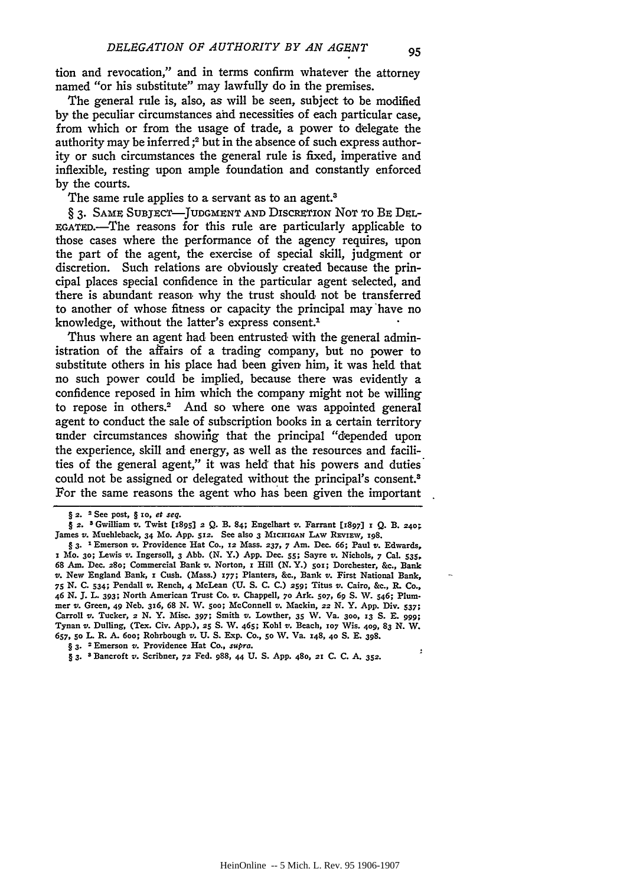tion and revocation," and in terms confirm whatever the attorney named "or his substitute" may lawfully do in the premises.

The general rule is, also, as will be seen, subject to be modified by the peculiar circumstances and necessities of each particular case, from which or from the usage of trade, a power to delegate the authority may be inferred;[2] but in the absence of such express authority or such circumstances the general rule is fixed, imperative and inflexible, resting upon ample foundation and constantly enforced by the courts.

The same rule applies to a servant as to an agent.[3]

§ 3. SAME SUBJECT—JUDGMENT AND DISCRETION NOT TO BE DELEGATED.—The reasons for this rule are particularly applicable to those cases where the performance of the agency requires, upon the part of the agent, the exercise of special skill, judgment or discretion. Such relations are obviously created because the principal places special confidence in the particular agent selected, and there is abundant reason why the trust should not be transferred to another of whose fitness or capacity the principal may have no knowledge, without the latter's express consent.[1]

Thus where an agent had been entrusted with the general administration of the affairs of a trading company, but no power to substitute others in his place had been given him, it was held that no such power could be implied, because there was evidently a confidence reposed in him which the company might not be willing to repose in others.[2] And so where one was appointed general agent to conduct the sale of subscription books in a certain territory under circumstances showing that the principal "depended upon the experience, skill and energy, as well as the resources and facilities of the general agent," it was held that his powers and duties could not be assigned or delegated without the principal's consent.[3] For the same reasons the agent who has been given the important

---

§ 2. [2] See post, § 10, *et seq.*

§ 2. [3] Gwilliam *v.* Twist [1895] 2 Q. B. 84; Engelhart *v.* Farrant [1897] 1 Q. B. 240; James *v.* Muehleback, 34 Mo. App. 512. See also 3 MICHIGAN LAW REVIEW, 198.

§ 3. [1] Emerson *v.* Providence Hat Co., 12 Mass. 237, 7 Am. Dec. 66; Paul *v.* Edwards, 1 Mo. 30; Lewis *v.* Ingersoll, 3 Abb. (N. Y.) App. Dec. 55; Sayre *v.* Nichols, 7 Cal. 535, 68 Am. Dec. 280; Commercial Bank *v.* Norton, 1 Hill (N. Y.) 501; Dorchester, &c., Bank *v.* New England Bank, 1 Cush. (Mass.) 177; Planters, &c., Bank *v.* First National Bank, 75 N. C. 534; Pendall *v.* Rench, 4 McLean (U. S. C. C.) 259; Titus *v.* Cairo, &c., R. Co., 46 N. J. L. 393; North American Trust Co. *v.* Chappell, 70 Ark. 507, 69 S. W. 546; Plummer *v.* Green, 49 Neb. 316, 68 N. W. 500; McConnell *v.* Mackin, 22 N. Y. App. Div. 537; Carroll *v.* Tucker, 2 N. Y. Misc. 397; Smith *v.* Lowther, 35 W. Va. 300, 13 S. E. 999; Tynan *v.* Dulling, (Tex. Civ. App.), 25 S. W. 465; Kohl *v.* Beach, 107 Wis. 409, 83 N. W. 657, 50 L. R. A. 600; Rohrbough *v.* U. S. Exp. Co., 50 W. Va. 148, 40 S. E. 398.

§ 3. [2] Emerson *v.* Providence Hat Co., *supra.*

§ 3. [3] Bancroft *v.* Scribner, 72 Fed. 988, 44 U. S. App. 480, 21 C. C. A. 352.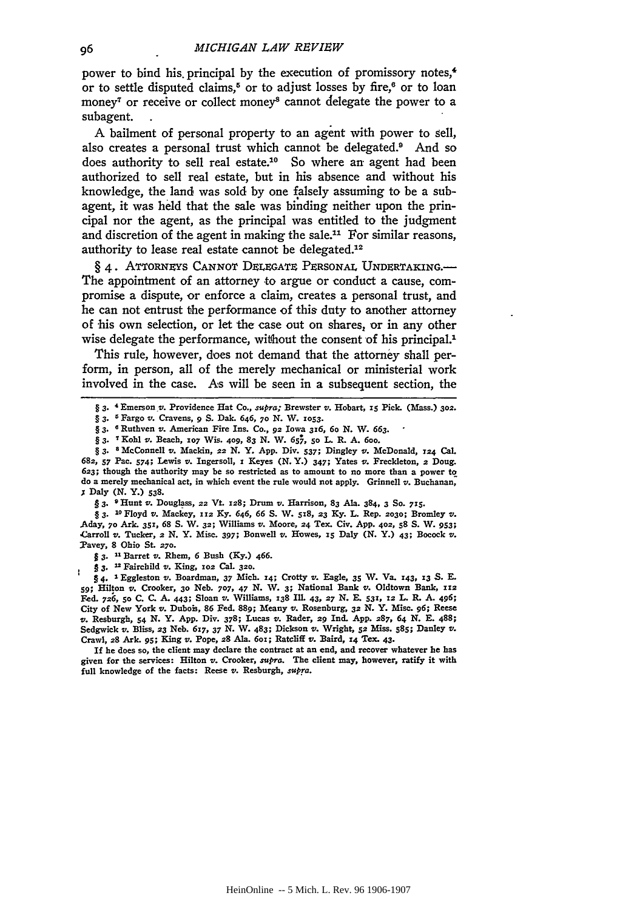power to bind his principal by the execution of promissory notes,[4] or to settle disputed claims,[5] or to adjust losses by fire,[6] or to loan money[7] or receive or collect money[8] cannot delegate the power to a subagent.

A bailment of personal property to an agent with power to sell, also creates a personal trust which cannot be delegated.[9] And so does authority to sell real estate.[10] So where an agent had been authorized to sell real estate, but in his absence and without his knowledge, the land was sold by one falsely assuming to be a subagent, it was held that the sale was binding neither upon the principal nor the agent, as the principal was entitled to the judgment and discretion of the agent in making the sale.[11] For similar reasons, authority to lease real estate cannot be delegated.[12]

§ 4. ATTORNEYS CANNOT DELEGATE PERSONAL UNDERTAKING.—The appointment of an attorney to argue or conduct a cause, compromise a dispute, or enforce a claim, creates a personal trust, and he can not entrust the performance of this duty to another attorney of his own selection, or let the case out on shares, or in any other wise delegate the performance, without the consent of his principal.[1]

This rule, however, does not demand that the attorney shall perform, in person, all of the merely mechanical or ministerial work involved in the case. As will be seen in a subsequent section, the

---

§ 3. [4] Emerson v. Providence Hat Co., *supra;* Brewster v. Hobart, 15 Pick. (Mass.) 302.

§ 3. [5] Fargo v. Cravens, 9 S. Dak. 646, 70 N. W. 1053.

§ 3. [6] Ruthven v. American Fire Ins. Co., 92 Iowa 316, 60 N. W. 663.

§ 3. [7] Kohl v. Beach, 107 Wis. 409, 83 N. W. 657, 50 L. R. A. 600.

§ 3. [8] McConnell v. Mackin, 22 N. Y. App. Div. 537; Dingley v. McDonald, 124 Cal. 682, 57 Pac. 574; Lewis v. Ingersoll, 1 Keyes (N. Y.) 347; Yates v. Freckleton, 2 Doug. 623; though the authority may be so restricted as to amount to no more than a power to do a merely mechanical act, in which event the rule would not apply. Grinnell v. Buchanan, 1 Daly (N. Y.) 538.

§ 3. [9] Hunt v. Douglass, 22 Vt. 128; Drum v. Harrison, 83 Ala. 384, 3 So. 715.

§ 3. [10] Floyd v. Mackey, 112 Ky. 646, 66 S. W. 518, 23 Ky. L. Rep. 2030; Bromley v. Aday, 70 Ark. 351, 68 S. W. 32; Williams v. Moore, 24 Tex. Civ. App. 402, 58 S. W. 953; Carroll v. Tucker, 2 N. Y. Misc. 397; Bonwell v. Howes, 15 Daly (N. Y.) 43; Bocock v. Pavey, 8 Ohio St. 270.

§ 3. [11] Barret v. Rhem, 6 Bush (Ky.) 466.

§ 3. [12] Fairchild v. King, 102 Cal. 320.

§ 4. [1] Eggleston v. Boardman, 37 Mich. 14; Crotty v. Eagle, 35 W. Va. 143, 13 S. E. 59; Hilton v. Crooker, 30 Neb. 707, 47 N. W. 3; National Bank v. Oldtown Bank, 112 Fed. 726, 50 C. C. A. 443; Sloan v. Williams, 138 Ill. 43, 27 N. E. 531, 12 L. R. A. 496; City of New York v. Dubois, 86 Fed. 889; Meany v. Rosenburg, 32 N. Y. Misc. 96; Reese v. Resburgh, 54 N. Y. App. Div. 378; Lucas v. Rader, 29 Ind. App. 287, 64 N. E. 488; Sedgwick v. Bliss, 23 Neb. 617, 37 N. W. 483; Dickson v. Wright, 52 Miss. 585; Danley v. Crawl, 28 Ark. 95; King v. Pope, 28 Ala. 601; Ratcliff v. Baird, 14 Tex. 43.

If he does so, the client may declare the contract at an end, and recover whatever he has given for the services: Hilton v. Crooker, *supra.* The client may, however, ratify it with full knowledge of the facts: Reese v. Resburgh, *supra.*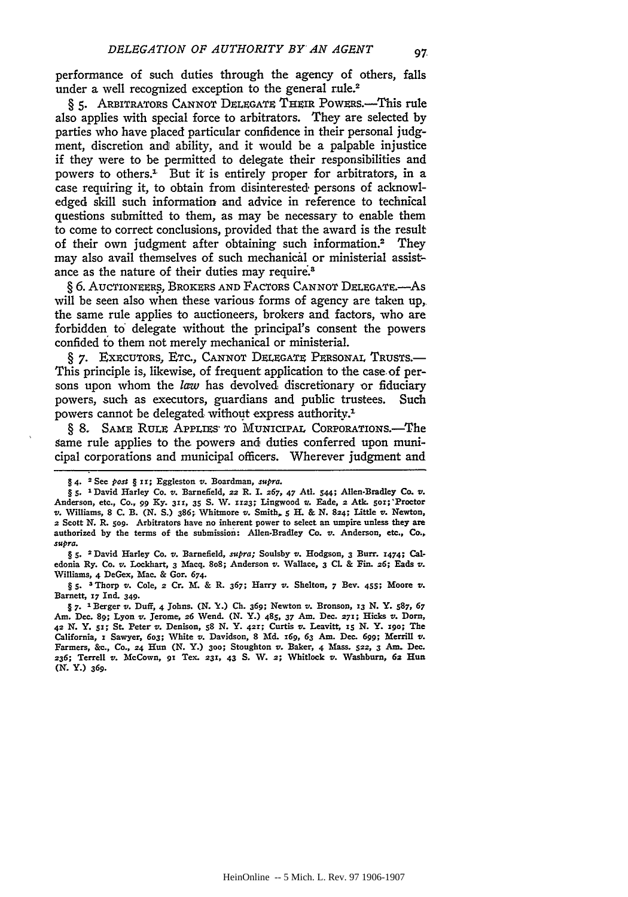performance of such duties through the agency of others, falls under a well recognized exception to the general rule.[2]

§ 5. ARBITRATORS CANNOT DELEGATE THEIR POWERS.—This rule also applies with special force to arbitrators. They are selected by parties who have placed particular confidence in their personal judgment, discretion and ability, and it would be a palpable injustice if they were to be permitted to delegate their responsibilities and powers to others.[1] But it is entirely proper for arbitrators, in a case requiring it, to obtain from disinterested persons of acknowledged skill such information and advice in reference to technical questions submitted to them, as may be necessary to enable them to come to correct conclusions, provided that the award is the result of their own judgment after obtaining such information.[2] They may also avail themselves of such mechanical or ministerial assistance as the nature of their duties may require.[3]

§ 6. AUCTIONEERS, BROKERS AND FACTORS CANNOT DELEGATE.—As will be seen also when these various forms of agency are taken up, the same rule applies to auctioneers, brokers and factors, who are forbidden to delegate without the principal's consent the powers confided to them not merely mechanical or ministerial.

§ 7. EXECUTORS, ETC., CANNOT DELEGATE PERSONAL TRUSTS.—This principle is, likewise, of frequent application to the case of persons upon whom the *law* has devolved discretionary or fiduciary powers, such as executors, guardians and public trustees. Such powers cannot be delegated without express authority.[1]

§ 8. SAME RULE APPLIES TO MUNICIPAL CORPORATIONS.—The same rule applies to the powers and duties conferred upon municipal corporations and municipal officers. Wherever judgment and

---

§ 4. [2] See *post* § 11; Eggleston *v.* Boardman, *supra.*

§ 5. [1] David Harley Co. *v.* Barnefield, 22 R. I. 267, 47 Atl. 544; Allen-Bradley Co. *v.* Anderson, etc., Co., 99 Ky. 311, 35 S. W. 1123; Lingwood *v.* Eade, 2 Atk. 501; Proctor *v.* Williams, 8 C. B. (N. S.) 386; Whitmore *v.* Smith, 5 H. & N. 824; Little *v.* Newton, 2 Scott N. R. 509. Arbitrators have no inherent power to select an umpire unless they are authorized by the terms of the submission: Allen-Bradley Co. *v.* Anderson, etc., Co., *supra.*

§ 5. [2] David Harley Co. *v.* Barnefield, *supra;* Soulsby *v.* Hodgson, 3 Burr. 1474; Caledonia Ry. Co. *v.* Lockhart, 3 Macq. 808; Anderson *v.* Wallace, 3 Cl. & Fin. 26; Eads *v.* Williams, 4 DeGex, Mac. & Gor. 674.

§ 5. [3] Thorp *v.* Cole, 2 Cr. M. & R. 367; Harry *v.* Shelton, 7 Bev. 455; Moore *v.* Barnett, 17 Ind. 349.

§ 7. [1] Berger *v.* Duff, 4 Johns. (N. Y.) Ch. 369; Newton *v.* Bronson, 13 N. Y. 587, 67 Am. Dec. 89; Lyon *v.* Jerome, 26 Wend. (N. Y.) 485, 37 Am. Dec. 271; Hicks *v.* Dorn, 42 N. Y. 51; St. Peter *v.* Denison, 58 N. Y. 421; Curtis *v.* Leavitt, 15 N. Y. 190; The California, 1 Sawyer, 603; White *v.* Davidson, 8 Md. 169, 63 Am. Dec. 699; Merrill *v.* Farmers, &c., Co., 24 Hun (N. Y.) 300; Stoughton *v.* Baker, 4 Mass. 522, 3 Am. Dec. 236; Terrell *v.* McCown, 91 Tex. 231, 43 S. W. 2; Whitlock *v.* Washburn, 62 Hun (N. Y.) 369.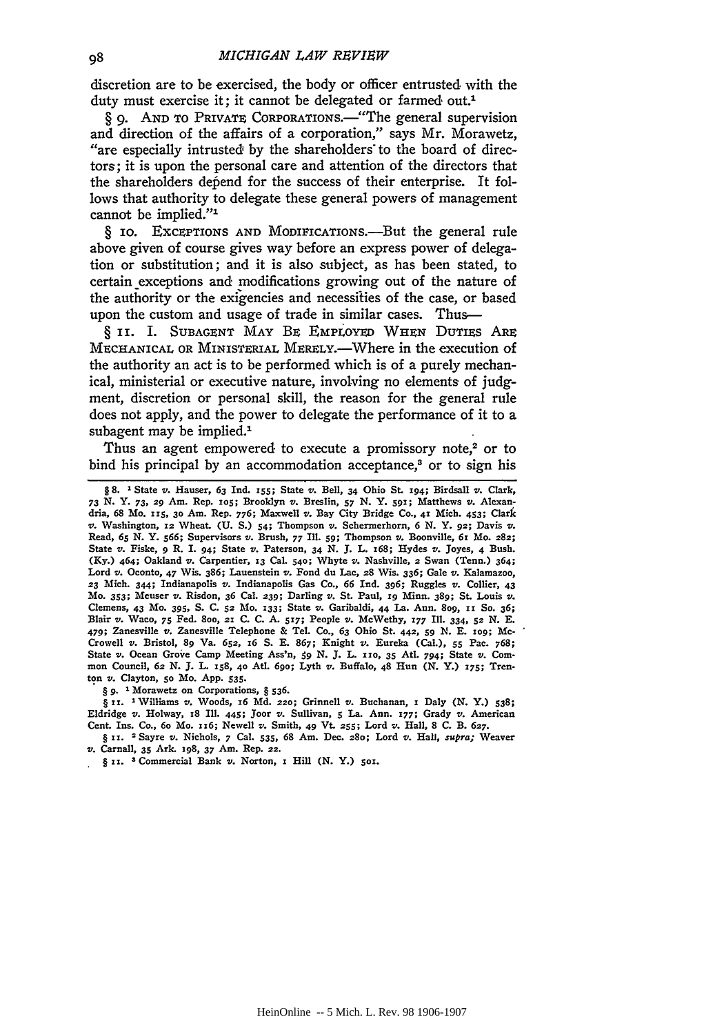discretion are to be exercised, the body or officer entrusted with the duty must exercise it; it cannot be delegated or farmed out.[1]

§ 9. AND TO PRIVATE CORPORATIONS.—"The general supervision and direction of the affairs of a corporation," says Mr. Morawetz, "are especially intrusted by the shareholders to the board of directors; it is upon the personal care and attention of the directors that the shareholders depend for the success of their enterprise. It follows that authority to delegate these general powers of management cannot be implied."[1]

§ 10. EXCEPTIONS AND MODIFICATIONS.—But the general rule above given of course gives way before an express power of delegation or substitution; and it is also subject, as has been stated, to certain exceptions and modifications growing out of the nature of the authority or the exigencies and necessities of the case, or based upon the custom and usage of trade in similar cases. Thus—

§ 11. I. SUBAGENT MAY BE EMPLOYED WHEN DUTIES ARE MECHANICAL OR MINISTERIAL MERELY.—Where in the execution of the authority an act is to be performed which is of a purely mechanical, ministerial or executive nature, involving no elements of judgment, discretion or personal skill, the reason for the general rule does not apply, and the power to delegate the performance of it to a subagent may be implied.[1]

Thus an agent empowered to execute a promissory note,[2] or to bind his principal by an accommodation acceptance,[3] or to sign his

---

§ 8. [1] State *v.* Hauser, 63 Ind. 155; State *v.* Bell, 34 Ohio St. 194; Birdsall *v.* Clark, 73 N. Y. 73, 29 Am. Rep. 105; Brooklyn *v.* Breslin, 57 N. Y. 591; Matthews *v.* Alexandria, 68 Mo. 115, 30 Am. Rep. 776; Maxwell *v.* Bay City Bridge Co., 41 Mich. 453; Clark *v.* Washington, 12 Wheat. (U. S.) 54; Thompson *v.* Schermerhorn, 6 N. Y. 92; Davis *v.* Read, 65 N. Y. 566; Supervisors *v.* Brush, 77 Ill. 59; Thompson *v.* Boonville, 61 Mo. 282; State *v.* Fiske, 9 R. I. 94; State *v.* Paterson, 34 N. J. L. 168; Hydes *v.* Joyes, 4 Bush. (Ky.) 464; Oakland *v.* Carpentier, 13 Cal. 540; Whyte *v.* Nashville, 2 Swan (Tenn.) 364; Lord *v.* Oconto, 47 Wis. 386; Lauenstein *v.* Fond du Lac, 28 Wis. 336; Gale *v.* Kalamazoo, 23 Mich. 344; Indianapolis *v.* Indianapolis Gas Co., 66 Ind. 396; Ruggles *v.* Collier, 43 Mo. 353; Meuser *v.* Risdon, 36 Cal. 239; Darling *v.* St. Paul, 19 Minn. 389; St. Louis *v.* Clemens, 43 Mo. 395, S. C. 52 Mo. 133; State *v.* Garibaldi, 44 La. Ann. 809, 11 So. 36; Blair *v.* Waco, 75 Fed. 800, 21 C. C. A. 517; People *v.* McWethy, 177 Ill. 334, 52 N. E. 479; Zanesville *v.* Zanesville Telephone & Tel. Co., 63 Ohio St. 442, 59 N. E. 109; McCrowell *v.* Bristol, 89 Va. 652, 16 S. E. 867; Knight *v.* Eureka (Cal.), 55 Pac. 768; State *v.* Ocean Grove Camp Meeting Ass'n, 59 N. J. L. 110, 35 Atl. 794; State *v.* Common Council, 62 N. J. L. 158, 40 Atl. 690; Lyth *v.* Buffalo, 48 Hun (N. Y.) 175; Trenton *v.* Clayton, 50 Mo. App. 535.

§ 9. [1] Morawetz on Corporations, § 536.

§ 11. [1] Williams *v.* Woods, 16 Md. 220; Grinnell *v.* Buchanan, 1 Daly (N. Y.) 538; Eldridge *v.* Holway, 18 Ill. 445; Joor *v.* Sullivan, 5 La. Ann. 177; Grady *v.* American Cent. Ins. Co., 60 Mo. 116; Newell *v.* Smith, 49 Vt. 255; Lord *v.* Hall, 8 C. B. 627.

§ 11. [2] Sayre *v.* Nichols, 7 Cal. 535, 68 Am. Dec. 280; Lord *v.* Hall, *supra;* Weaver *v.* Carnall, 35 Ark. 198, 37 Am. Rep. 22.

§ 11. [3] Commercial Bank *v.* Norton, 1 Hill (N. Y.) 501.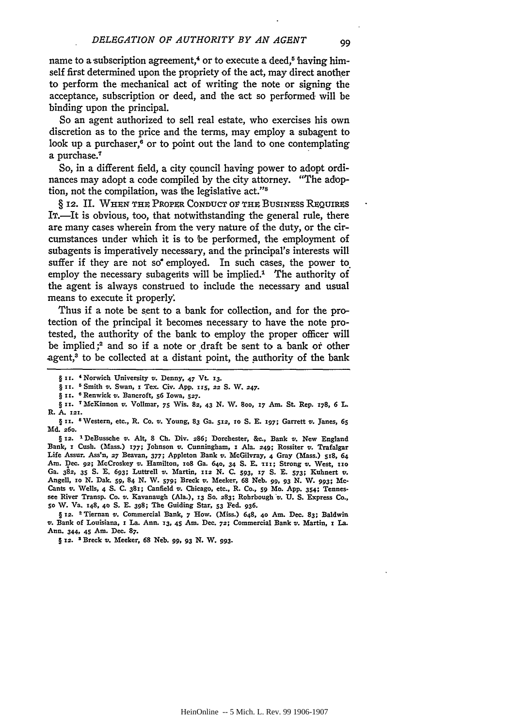name to a subscription agreement,[4] or to execute a deed,[5] having himself first determined upon the propriety of the act, may direct another to perform the mechanical act of writing the note or signing the acceptance, subscription or deed, and the act so performed will be binding upon the principal.

So an agent authorized to sell real estate, who exercises his own discretion as to the price and the terms, may employ a subagent to look up a purchaser,[6] or to point out the land to one contemplating a purchase.[7]

So, in a different field, a city council having power to adopt ordinances may adopt a code compiled by the city attorney. "The adoption, not the compilation, was the legislative act."[8]

§ 12. II. WHEN THE PROPER CONDUCT OF THE BUSINESS REQUIRES IT.—It is obvious, too, that notwithstanding the general rule, there are many cases wherein from the very nature of the duty, or the circumstances under which it is to be performed, the employment of subagents is imperatively necessary, and the principal's interests will suffer if they are not so employed. In such cases, the power to employ the necessary subagents will be implied.[1] The authority of the agent is always construed to include the necessary and usual means to execute it properly.

Thus if a note be sent to a bank for collection, and for the protection of the principal it becomes necessary to have the note protested, the authority of the bank to employ the proper officer will be implied;[2] and so if a note or draft be sent to a bank or other agent,[3] to be collected at a distant point, the authority of the bank

---

§ 11. [4] Norwich University v. Denny, 47 Vt. 13.

§ 11. [5] Smith v. Swan, 1 Tex. Civ. App. 115, 22 S. W. 247.

§ 11. [6] Renwick v. Bancroft, 56 Iowa, 527.

§ 11. [7] McKinnon v. Vollmar, 75 Wis. 82, 43 N. W. 800, 17 Am. St. Rep. 178, 6 L. R. A. 121.

§ 11. [8] Western, etc., R. Co. v. Young, 83 Ga. 512, 10 S. E. 197; Garrett v. Janes, 65 Md. 260.

§ 12. [1] DeBussche v. Alt, 8 Ch. Div. 286; Dorchester, &c., Bank v. New England Bank, 1 Cush. (Mass.) 177; Johnson v. Cunningham, 1 Ala. 249; Rossiter v. Trafalgar Life Assur. Ass'n, 27 Beavan, 377; Appleton Bank v. McGilvray, 4 Gray (Mass.) 518, 64 Am. Dec. 92; McCroskey v. Hamilton, 108 Ga. 640, 34 S. E. 111; Strong v. West, 110 Ga. 382, 35 S. E. 693; Luttrell v. Martin, 112 N. C. 593, 17 S. E. 573; Kuhnert v. Angell, 10 N. Dak. 59, 84 N. W. 579; Breck v. Meeker, 68 Neb. 99, 93 N. W. 993; McCants v. Wells, 4 S. C. 381; Canfield v. Chicago, etc., R. Co., 59 Mo. App. 354; Tennessee River Transp. Co. v. Kavanaugh (Ala.), 13 So. 283; Rohrbough v. U. S. Express Co., 50 W. Va. 148, 40 S. E. 398; The Guiding Star, 53 Fed. 936.

§ 12. [2] Tiernan v. Commercial Bank, 7 How. (Miss.) 648, 40 Am. Dec. 83; Baldwin v. Bank of Louisiana, 1 La. Ann. 13, 45 Am. Dec. 72; Commercial Bank v. Martin, 1 La. Ann. 344, 45 Am. Dec. 87.

§ 12. [3] Breck v. Meeker, 68 Neb. 99, 93 N. W. 993.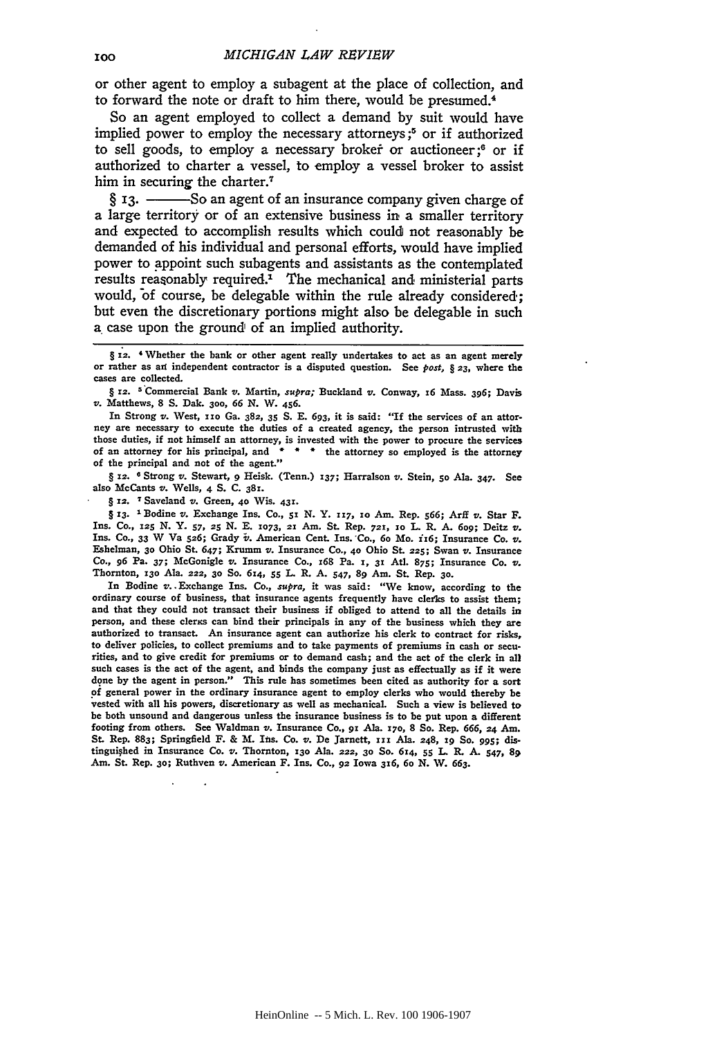or other agent to employ a subagent at the place of collection, and to forward the note or draft to him there, would be presumed.[4]

So an agent employed to collect a demand by suit would have implied power to employ the necessary attorneys;[5] or if authorized to sell goods, to employ a necessary broker or auctioneer;[6] or if authorized to charter a vessel, to employ a vessel broker to assist him in securing the charter.[7]

§ 13. ———So an agent of an insurance company given charge of a large territory or of an extensive business in a smaller territory and expected to accomplish results which could not reasonably be demanded of his individual and personal efforts, would have implied power to appoint such subagents and assistants as the contemplated results reasonably required.[1] The mechanical and ministerial parts would, of course, be delegable within the rule already considered; but even the discretionary portions might also be delegable in such a case upon the ground of an implied authority.

---

§ 12. [4] Whether the bank or other agent really undertakes to act as an agent merely or rather as an independent contractor is a disputed question. See *post*, § 23, where the cases are collected.

§ 12. [5] Commercial Bank *v.* Martin, *supra;* Buckland *v.* Conway, 16 Mass. 396; Davis *v.* Matthews, 8 S. Dak. 300, 66 N. W. 456.

In Strong *v.* West, 110 Ga. 382, 35 S. E. 693, it is said: "If the services of an attorney are necessary to execute the duties of a created agency, the person intrusted with those duties, if not himself an attorney, is invested with the power to procure the services of an attorney for his principal, and * * * the attorney so employed is the attorney of the principal and not of the agent."

§ 12. [6] Strong *v.* Stewart, 9 Heisk. (Tenn.) 137; Harralson *v.* Stein, 50 Ala. 347. See also McCants *v.* Wells, 4 S. C. 381.

§ 12. [7] Saveland *v.* Green, 40 Wis. 431.

§ 13. [1] Bodine *v.* Exchange Ins. Co., 51 N. Y. 117, 10 Am. Rep. 566; Arff *v.* Star F. Ins. Co., 125 N. Y. 57, 25 N. E. 1073, 21 Am. St. Rep. 721, 10 L. R. A. 609; Deitz *v.* Ins. Co., 33 W Va 526; Grady *v.* American Cent. Ins. Co., 60 Mo. 116; Insurance Co. *v.* Eshelman, 30 Ohio St. 647; Krumm *v.* Insurance Co., 40 Ohio St. 225; Swan *v.* Insurance Co., 96 Pa. 37; McGonigle *v.* Insurance Co., 168 Pa. 1, 31 Atl. 875; Insurance Co. *v.* Thornton, 130 Ala. 222, 30 So. 614, 55 L. R. A. 547, 89 Am. St. Rep. 30.

In Bodine *v.* Exchange Ins. Co., *supra,* it was said: "We know, according to the ordinary course of business, that insurance agents frequently have clerks to assist them; and that they could not transact their business if obliged to attend to all the details in person, and these clerks can bind their principals in any of the business which they are authorized to transact. An insurance agent can authorize his clerk to contract for risks, to deliver policies, to collect premiums and to take payments of premiums in cash or securities, and to give credit for premiums or to demand cash; and the act of the clerk in all such cases is the act of the agent, and binds the company just as effectually as if it were done by the agent in person." This rule has sometimes been cited as authority for a sort of general power in the ordinary insurance agent to employ clerks who would thereby be vested with all his powers, discretionary as well as mechanical. Such a view is believed to be both unsound and dangerous unless the insurance business is to be put upon a different footing from others. See Waldman *v.* Insurance Co., 91 Ala. 170, 8 So. Rep. 666, 24 Am. St. Rep. 883; Springfield F. & M. Ins. Co. *v.* De Jarnett, 111 Ala. 248, 19 So. 995; distinguished in Insurance Co. *v.* Thornton, 130 Ala. 222, 30 So. 614, 55 L. R. A. 547, 89 Am. St. Rep. 30; Ruthven *v.* American F. Ins. Co., 92 Iowa 316, 60 N. W. 663.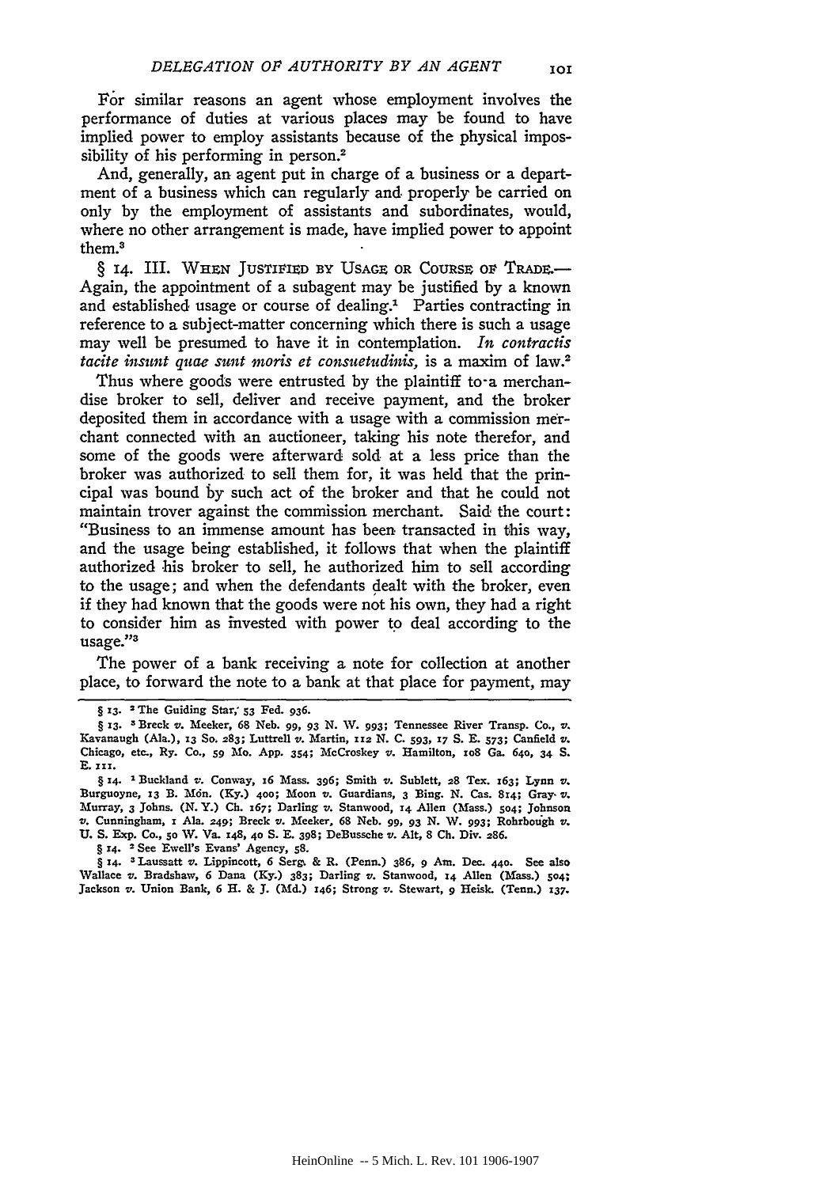For similar reasons an agent whose employment involves the performance of duties at various places may be found to have implied power to employ assistants because of the physical impossibility of his performing in person.[2]

And, generally, an agent put in charge of a business or a department of a business which can regularly and properly be carried on only by the employment of assistants and subordinates, would, where no other arrangement is made, have implied power to appoint them.[3]

§ 14. III. When Justified by Usage or Course of Trade.— Again, the appointment of a subagent may be justified by a known and established usage or course of dealing.[1] Parties contracting in reference to a subject-matter concerning which there is such a usage may well be presumed to have it in contemplation. *In contractis tacite insunt quae sunt moris et consuetudinis,* is a maxim of law.[2]

Thus where goods were entrusted by the plaintiff to a merchandise broker to sell, deliver and receive payment, and the broker deposited them in accordance with a usage with a commission merchant connected with an auctioneer, taking his note therefor, and some of the goods were afterward sold at a less price than the broker was authorized to sell them for, it was held that the principal was bound by such act of the broker and that he could not maintain trover against the commission merchant. Said the court: "Business to an immense amount has been transacted in this way, and the usage being established, it follows that when the plaintiff authorized his broker to sell, he authorized him to sell according to the usage; and when the defendants dealt with the broker, even if they had known that the goods were not his own, they had a right to consider him as invested with power to deal according to the usage."[3]

The power of a bank receiving a note for collection at another place, to forward the note to a bank at that place for payment, may

---

§ 13. [2] The Guiding Star, 53 Fed. 936.

§ 13. [3] Breck v. Meeker, 68 Neb. 99, 93 N. W. 993; Tennessee River Transp. Co., v. Kavanaugh (Ala.), 13 So. 283; Luttrell v. Martin, 112 N. C. 593, 17 S. E. 573; Canfield v. Chicago, etc., Ry. Co., 59 Mo. App. 354; McCroskey v. Hamilton, 108 Ga. 640, 34 S. E. 111.

§ 14. [1] Buckland v. Conway, 16 Mass. 396; Smith v. Sublett, 28 Tex. 163; Lynn v. Burguoyne, 13 B. Mon. (Ky.) 400; Moon v. Guardians, 3 Bing. N. Cas. 814; Gray v. Murray, 3 Johns. (N. Y.) Ch. 167; Darling v. Stanwood, 14 Allen (Mass.) 504; Johnson v. Cunningham, 1 Ala. 249; Breck v. Meeker, 68 Neb. 99, 93 N. W. 993; Rohrbough v. U. S. Exp. Co., 50 W. Va. 148, 40 S. E. 398; DeBussche v. Alt, 8 Ch. Div. 286.

§ 14. [2] See Ewell's Evans' Agency, 58.

§ 14. [3] Laussatt v. Lippincott, 6 Serg. & R. (Penn.) 386, 9 Am. Dec. 440. See also Wallace v. Bradshaw, 6 Dana (Ky.) 383; Darling v. Stanwood, 14 Allen (Mass.) 504; Jackson v. Union Bank, 6 H. & J. (Md.) 146; Strong v. Stewart, 9 Heisk. (Tenn.) 137.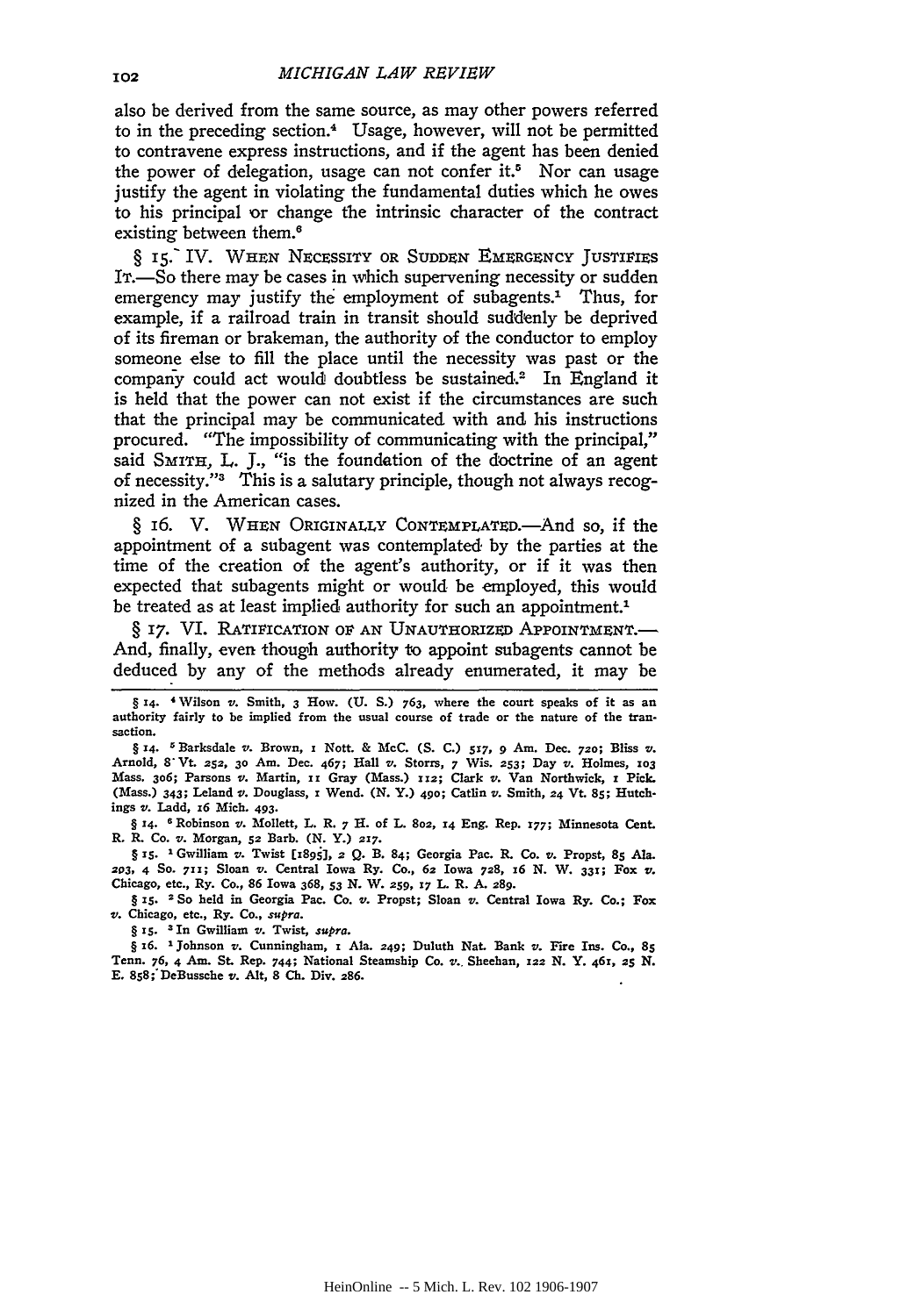also be derived from the same source, as may other powers referred to in the preceding section.[4] Usage, however, will not be permitted to contravene express instructions, and if the agent has been denied the power of delegation, usage can not confer it.[5] Nor can usage justify the agent in violating the fundamental duties which he owes to his principal or change the intrinsic character of the contract existing between them.[6]

§ 15. IV. WHEN NECESSITY OR SUDDEN EMERGENCY JUSTIFIES IT.—So there may be cases in which supervening necessity or sudden emergency may justify the employment of subagents.[1] Thus, for example, if a railroad train in transit should suddenly be deprived of its fireman or brakeman, the authority of the conductor to employ someone else to fill the place until the necessity was past or the company could act would doubtless be sustained.[2] In England it is held that the power can not exist if the circumstances are such that the principal may be communicated with and his instructions procured. "The impossibility of communicating with the principal," said SMITH, L. J., "is the foundation of the doctrine of an agent of necessity."[3] This is a salutary principle, though not always recognized in the American cases.

§ 16. V. WHEN ORIGINALLY CONTEMPLATED.—And so, if the appointment of a subagent was contemplated by the parties at the time of the creation of the agent's authority, or if it was then expected that subagents might or would be employed, this would be treated as at least implied authority for such an appointment.[1]

§ 17. VI. RATIFICATION OF AN UNAUTHORIZED APPOINTMENT.—And, finally, even though authority to appoint subagents cannot be deduced by any of the methods already enumerated, it may be

---

§ 14. [4] Wilson *v.* Smith, 3 How. (U. S.) 763, where the court speaks of it as an authority fairly to be implied from the usual course of trade or the nature of the transaction.

§ 14. [5] Barksdale *v.* Brown, 1 Nott. & McC. (S. C.) 517, 9 Am. Dec. 720; Bliss *v.* Arnold, 8 Vt. 252, 30 Am. Dec. 467; Hall *v.* Storrs, 7 Wis. 253; Day *v.* Holmes, 103 Mass. 306; Parsons *v.* Martin, 11 Gray (Mass.) 112; Clark *v.* Van Northwick, 1 Pick. (Mass.) 343; Leland *v.* Douglass, 1 Wend. (N. Y.) 490; Catlin *v.* Smith, 24 Vt. 85; Hutchings *v.* Ladd, 16 Mich. 493.

§ 14. [6] Robinson *v.* Mollett, L. R. 7 H. of L. 802, 14 Eng. Rep. 177; Minnesota Cent. R. R. Co. *v.* Morgan, 52 Barb. (N. Y.) 217.

§ 15. [1] Gwilliam *v.* Twist [1895], 2 Q. B. 84; Georgia Pac. R. Co. *v.* Propst, 85 Ala. 203, 4 So. 711; Sloan *v.* Central Iowa Ry. Co., 62 Iowa 728, 16 N. W. 331; Fox *v.* Chicago, etc., Ry. Co., 86 Iowa 368, 53 N. W. 259, 17 L. R. A. 289.

§ 15. [2] So held in Georgia Pac. Co. *v.* Propst; Sloan *v.* Central Iowa Ry. Co.; Fox *v.* Chicago, etc., Ry. Co., *supra.*

§ 15. [3] In Gwilliam *v.* Twist, *supra.*

§ 16. [1] Johnson *v.* Cunningham, 1 Ala. 249; Duluth Nat. Bank *v.* Fire Ins. Co., 85 Tenn. 76, 4 Am. St. Rep. 744; National Steamship Co. *v.* Sheehan, 122 N. Y. 461, 25 N. E. 858; DeBussche *v.* Alt, 8 Ch. Div. 286.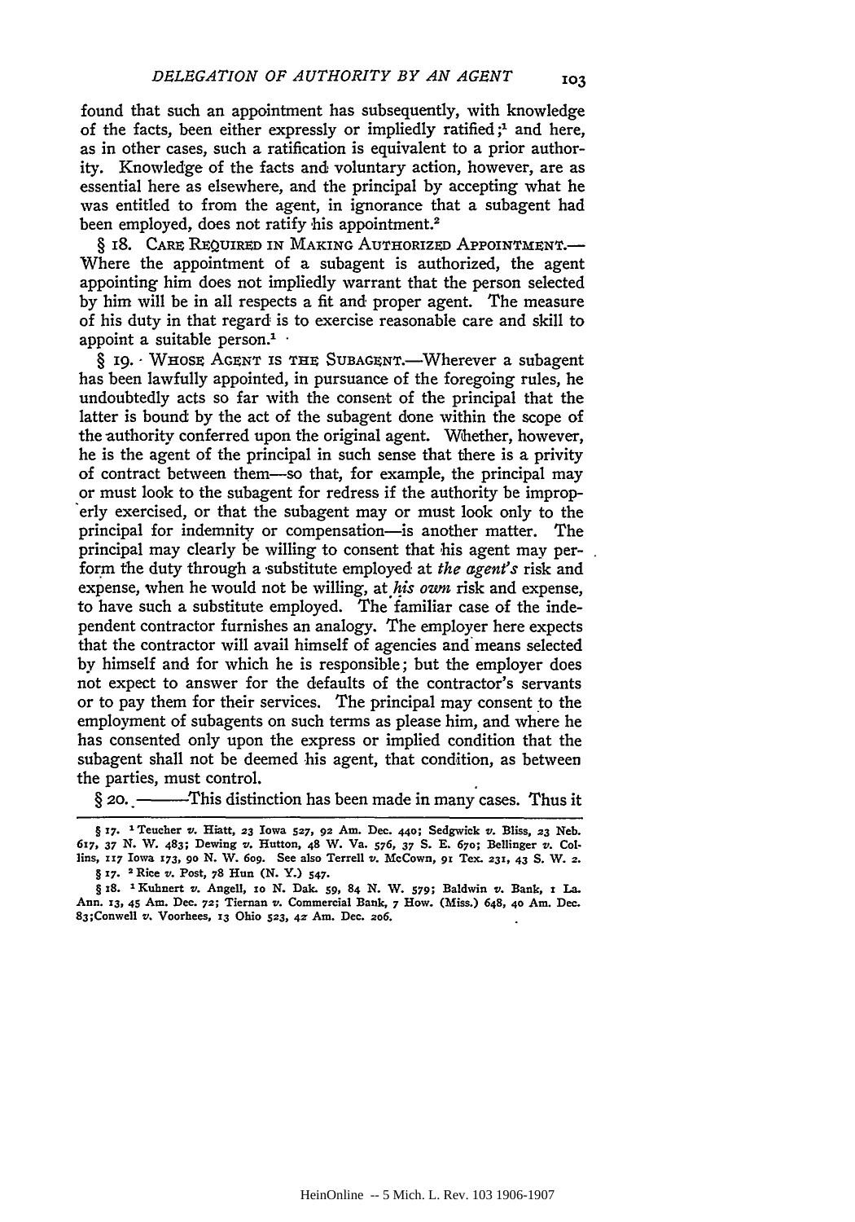found that such an appointment has subsequently, with knowledge of the facts, been either expressly or impliedly ratified;[1] and here, as in other cases, such a ratification is equivalent to a prior authority. Knowledge of the facts and voluntary action, however, are as essential here as elsewhere, and the principal by accepting what he was entitled to from the agent, in ignorance that a subagent had been employed, does not ratify his appointment.[2]

§ 18. CARE REQUIRED IN MAKING AUTHORIZED APPOINTMENT.—Where the appointment of a subagent is authorized, the agent appointing him does not impliedly warrant that the person selected by him will be in all respects a fit and proper agent. The measure of his duty in that regard is to exercise reasonable care and skill to appoint a suitable person.[1]

§ 19. WHOSE AGENT IS THE SUBAGENT.—Wherever a subagent has been lawfully appointed, in pursuance of the foregoing rules, he undoubtedly acts so far with the consent of the principal that the latter is bound by the act of the subagent done within the scope of the authority conferred upon the original agent. Whether, however, he is the agent of the principal in such sense that there is a privity of contract between them—so that, for example, the principal may or must look to the subagent for redress if the authority be improperly exercised, or that the subagent may or must look only to the principal for indemnity or compensation—is another matter. The principal may clearly be willing to consent that his agent may perform the duty through a substitute employed at *the agent's* risk and expense, when he would not be willing, at *his own* risk and expense, to have such a substitute employed. The familiar case of the independent contractor furnishes an analogy. The employer here expects that the contractor will avail himself of agencies and means selected by himself and for which he is responsible; but the employer does not expect to answer for the defaults of the contractor's servants or to pay them for their services. The principal may consent to the employment of subagents on such terms as please him, and where he has consented only upon the express or implied condition that the subagent shall not be deemed his agent, that condition, as between the parties, must control.

§ 20. ———This distinction has been made in many cases. Thus it

---

§ 17. [1] Teucher *v.* Hiatt, 23 Iowa 527, 92 Am. Dec. 440; Sedgwick *v.* Bliss, 23 Neb. 617, 37 N. W. 483; Dewing *v.* Hutton, 48 W. Va. 576, 37 S. E. 670; Bellinger *v.* Collins, 117 Iowa 173, 90 N. W. 609. See also Terrell *v.* McCown, 91 Tex. 231, 43 S. W. 2.

§ 17. [2] Rice *v.* Post, 78 Hun (N. Y.) 547.

§ 18. [1] Kuhnert *v.* Angell, 10 N. Dak. 59, 84 N. W. 579; Baldwin *v.* Bank, 1 La. Ann. 13, 45 Am. Dec. 72; Tiernan *v.* Commercial Bank, 7 How. (Miss.) 648, 40 Am. Dec. 83; Conwell *v.* Voorhees, 13 Ohio 523, 42 Am. Dec. 206.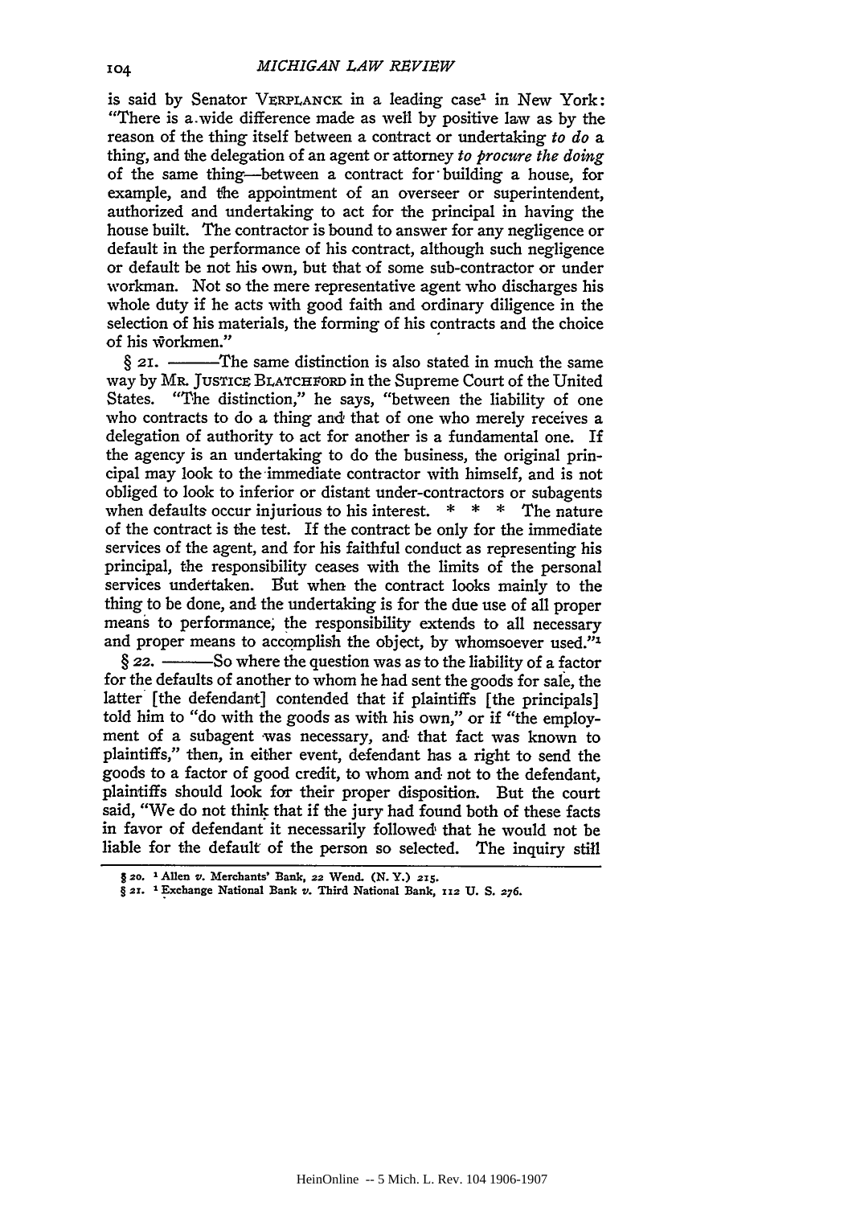is said by Senator VERPLANCK in a leading case[1] in New York: "There is a wide difference made as well by positive law as by the reason of the thing itself between a contract or undertaking *to do* a thing, and the delegation of an agent or attorney *to procure the doing* of the same thing—between a contract for building a house, for example, and the appointment of an overseer or superintendent, authorized and undertaking to act for the principal in having the house built. The contractor is bound to answer for any negligence or default in the performance of his contract, although such negligence or default be not his own, but that of some sub-contractor or under workman. Not so the mere representative agent who discharges his whole duty if he acts with good faith and ordinary diligence in the selection of his materials, the forming of his contracts and the choice of his workmen."

§ 21. ———The same distinction is also stated in much the same way by MR. JUSTICE BLATCHFORD in the Supreme Court of the United States. "The distinction," he says, "between the liability of one who contracts to do a thing and that of one who merely receives a delegation of authority to act for another is a fundamental one. If the agency is an undertaking to do the business, the original principal may look to the immediate contractor with himself, and is not obliged to look to inferior or distant under-contractors or subagents when defaults occur injurious to his interest. * * * The nature of the contract is the test. If the contract be only for the immediate services of the agent, and for his faithful conduct as representing his principal, the responsibility ceases with the limits of the personal services undertaken. But when the contract looks mainly to the thing to be done, and the undertaking is for the due use of all proper means to performance, the responsibility extends to all necessary and proper means to accomplish the object, by whomsoever used."[1]

§ 22. ———So where the question was as to the liability of a factor for the defaults of another to whom he had sent the goods for sale, the latter [the defendant] contended that if plaintiffs [the principals] told him to "do with the goods as with his own," or if "the employment of a subagent was necessary, and that fact was known to plaintiffs," then, in either event, defendant has a right to send the goods to a factor of good credit, to whom and not to the defendant, plaintiffs should look for their proper disposition. But the court said, "We do not think that if the jury had found both of these facts in favor of defendant it necessarily followed that he would not be liable for the default of the person so selected. The inquiry still

---

§ 20. [1] Allen v. Merchants' Bank, 22 Wend. (N. Y.) 215.

§ 21. [1] Exchange National Bank v. Third National Bank, 112 U. S. 276.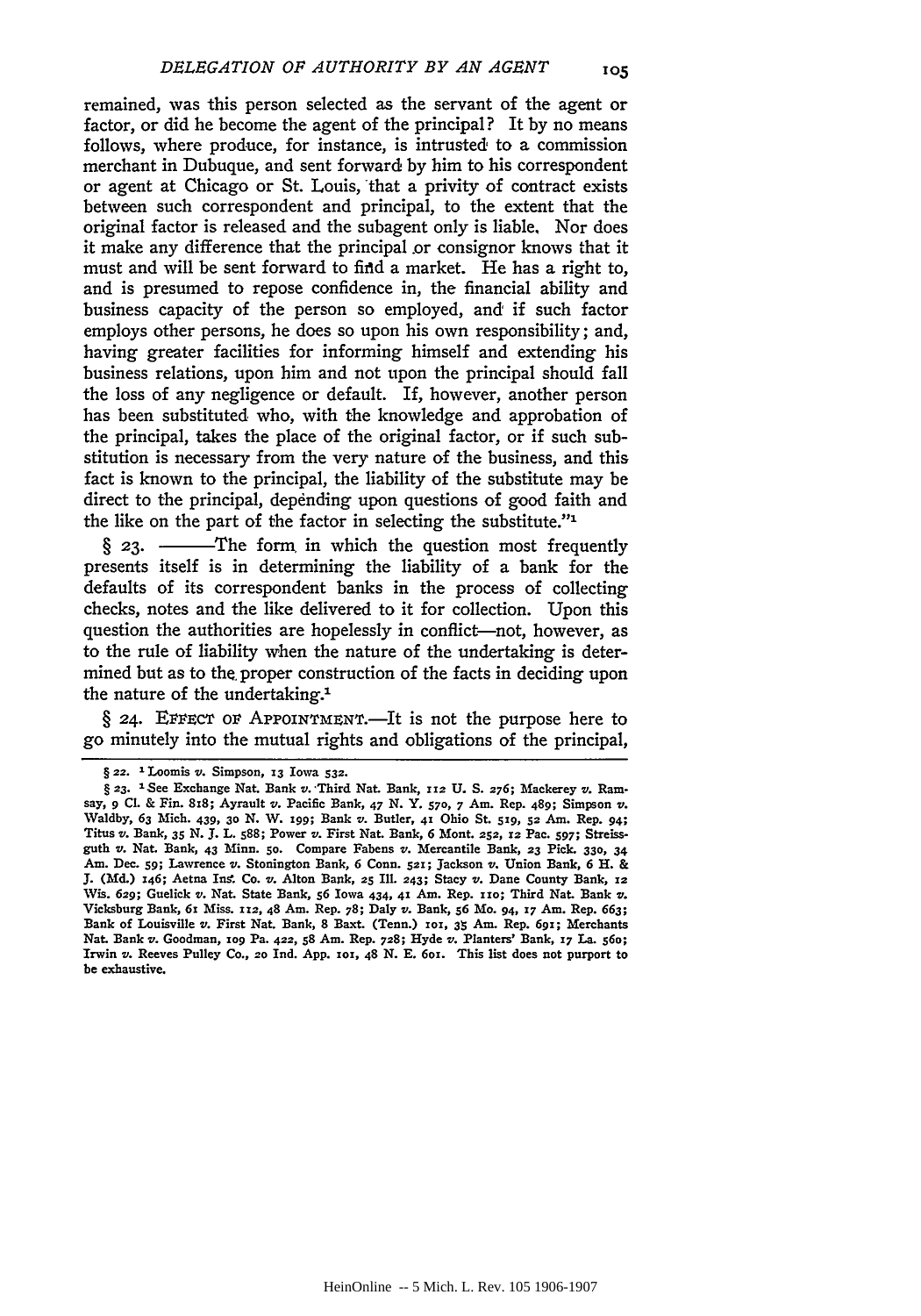remained, was this person selected as the servant of the agent or factor, or did he become the agent of the principal? It by no means follows, where produce, for instance, is intrusted to a commission merchant in Dubuque, and sent forward by him to his correspondent or agent at Chicago or St. Louis, that a privity of contract exists between such correspondent and principal, to the extent that the original factor is released and the subagent only is liable. Nor does it make any difference that the principal or consignor knows that it must and will be sent forward to find a market. He has a right to, and is presumed to repose confidence in, the financial ability and business capacity of the person so employed, and if such factor employs other persons, he does so upon his own responsibility; and, having greater facilities for informing himself and extending his business relations, upon him and not upon the principal should fall the loss of any negligence or default. If, however, another person has been substituted who, with the knowledge and approbation of the principal, takes the place of the original factor, or if such substitution is necessary from the very nature of the business, and this fact is known to the principal, the liability of the substitute may be direct to the principal, depending upon questions of good faith and the like on the part of the factor in selecting the substitute."[1]

§ 23. ——The form in which the question most frequently presents itself is in determining the liability of a bank for the defaults of its correspondent banks in the process of collecting checks, notes and the like delivered to it for collection. Upon this question the authorities are hopelessly in conflict—not, however, as to the rule of liability when the nature of the undertaking is determined but as to the proper construction of the facts in deciding upon the nature of the undertaking.[1]

§ 24. Effect of Appointment.—It is not the purpose here to go minutely into the mutual rights and obligations of the principal,

---

§ 22. [1] Loomis *v.* Simpson, 13 Iowa 532.

§ 23. [1] See Exchange Nat. Bank *v.* Third Nat. Bank, 112 U. S. 276; Mackerey *v.* Ramsay, 9 Cl. & Fin. 818; Ayrault *v.* Pacific Bank, 47 N. Y. 570, 7 Am. Rep. 489; Simpson *v.* Waldby, 63 Mich. 439, 30 N. W. 199; Bank *v.* Butler, 41 Ohio St. 519, 52 Am. Rep. 94; Titus *v.* Bank, 35 N. J. L. 588; Power *v.* First Nat. Bank, 6 Mont. 252, 12 Pac. 597; Streissguth *v.* Nat. Bank, 43 Minn. 50. Compare Fabens *v.* Mercantile Bank, 23 Pick. 330, 34 Am. Dec. 59; Lawrence *v.* Stonington Bank, 6 Conn. 521; Jackson *v.* Union Bank, 6 H. & J. (Md.) 146; Aetna Ins. Co. *v.* Alton Bank, 25 Ill. 243; Stacy *v.* Dane County Bank, 12 Wis. 629; Guelick *v.* Nat. State Bank, 56 Iowa 434, 41 Am. Rep. 110; Third Nat. Bank *v.* Vicksburg Bank, 61 Miss. 112, 48 Am. Rep. 78; Daly *v.* Bank, 56 Mo. 94, 17 Am. Rep. 663; Bank of Louisville *v.* First Nat. Bank, 8 Baxt. (Tenn.) 101, 35 Am. Rep. 691; Merchants Nat. Bank *v.* Goodman, 109 Pa. 422, 58 Am. Rep. 728; Hyde *v.* Planters' Bank, 17 La. 560; Irwin *v.* Reeves Pulley Co., 20 Ind. App. 101, 48 N. E. 601. This list does not purport to be exhaustive.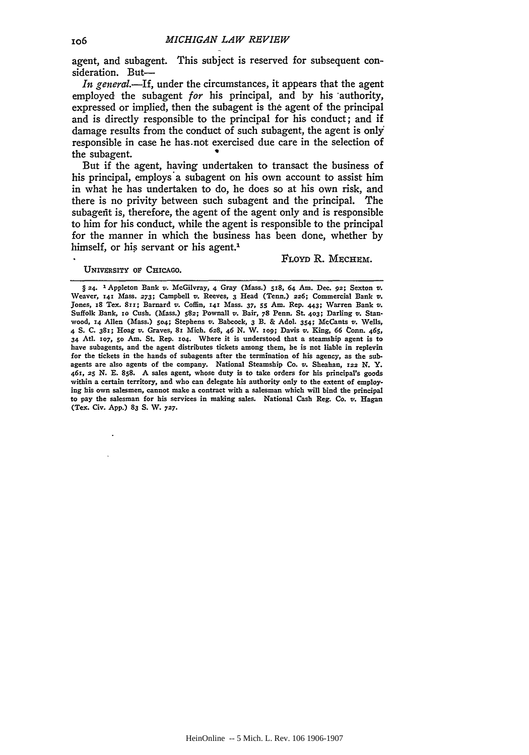agent, and subagent. This subject is reserved for subsequent consideration. But—

*In general.*—If, under the circumstances, it appears that the agent employed the subagent *for* his principal, and by his authority, expressed or implied, then the subagent is the agent of the principal and is directly responsible to the principal for his conduct; and if damage results from the conduct of such subagent, the agent is only responsible in case he has not exercised due care in the selection of the subagent.

But if the agent, having undertaken to transact the business of his principal, employs a subagent on his own account to assist him in what he has undertaken to do, he does so at his own risk, and there is no privity between such subagent and the principal. The subagent is, therefore, the agent of the agent only and is responsible to him for his conduct, while the agent is responsible to the principal for the manner in which the business has been done, whether by himself, or his servant or his agent.[1]

FLOYD R. MECHEM.

UNIVERSITY OF CHICAGO.

---

§ 24. [1] Appleton Bank v. McGilvray, 4 Gray (Mass.) 518, 64 Am. Dec. 92; Sexton v. Weaver, 141 Mass. 273; Campbell v. Reeves, 3 Head (Tenn.) 226; Commercial Bank v. Jones, 18 Tex. 811; Barnard v. Coffin, 141 Mass. 37, 55 Am. Rep. 443; Warren Bank v. Suffolk Bank, 10 Cush. (Mass.) 582; Pownall v. Bair, 78 Penn. St. 403; Darling v. Stanwood, 14 Allen (Mass.) 504; Stephens v. Babcock, 3 B. & Adol. 354; McCants v. Wells, 4 S. C. 381; Hoag v. Graves, 81 Mich. 628, 46 N. W. 109; Davis v. King, 66 Conn. 465, 34 Atl. 107, 50 Am. St. Rep. 104. Where it is understood that a steamship agent is to have subagents, and the agent distributes tickets among them, he is not liable in replevin for the tickets in the hands of subagents after the termination of his agency, as the subagents are also agents of the company. National Steamship Co. v. Sheahan, 122 N. Y. 461, 25 N. E. 858. A sales agent, whose duty is to take orders for his principal's goods within a certain territory, and who can delegate his authority only to the extent of employing his own salesmen, cannot make a contract with a salesman which will bind the principal to pay the salesman for his services in making sales. National Cash Reg. Co. v. Hagan (Tex. Civ. App.) 83 S. W. 727.